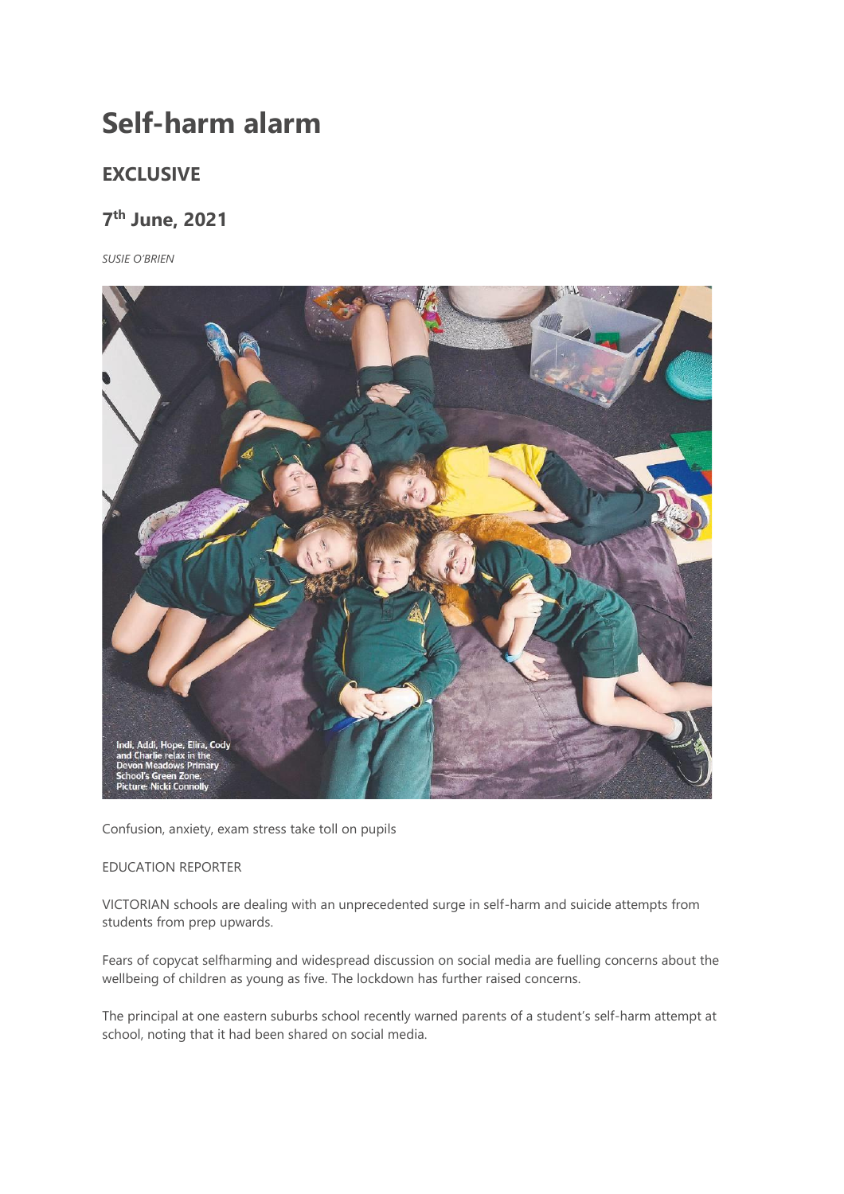# Self-harm alarm

## EXCLUSIVE

## 7th June, 2021

*SUSIE O'BRIEN*

Indi, Addi, Hope, Elira, Cody and Charlie relax in the Devon Meadows Primary School's Green Zone. Picture: Nicki Connolly

Confusion, anxiety, exam stress take toll on pupils

EDUCATION REPORTER

VICTORIAN schools are dealing with an unprecedented surge in self-harm and suicide attempts from students from prep upwards.

Fears of copycat selfharming and widespread discussion on social media are fuelling concerns about the wellbeing of children as young as five. The lockdown has further raised concerns.

The principal at one eastern suburbs school recently warned parents of a student's self-harm attempt at school, noting that it had been shared on social media.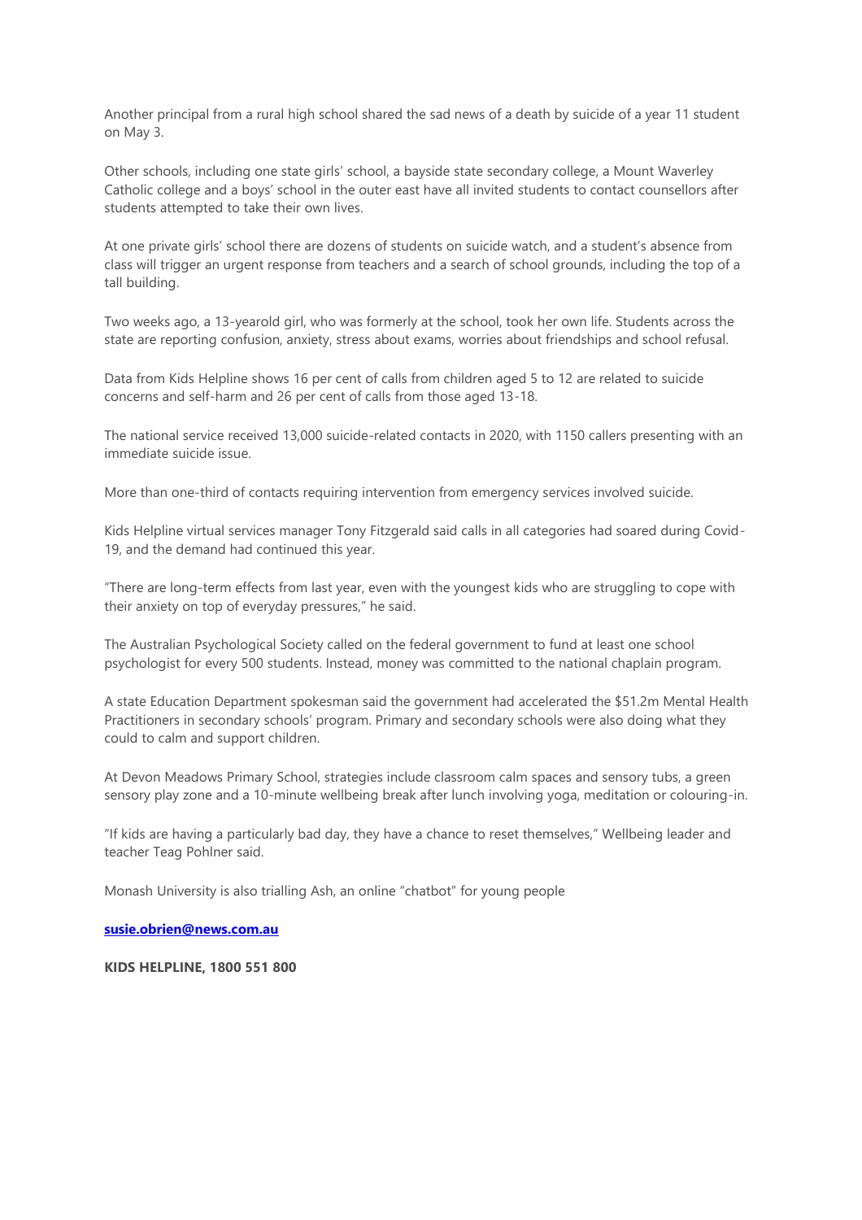Another principal from a rural high school shared the sad news of a death by suicide of a year 11 student on May 3.

Other schools, including one state girls' school, a bayside state secondary college, a Mount Waverley Catholic college and a boys' school in the outer east have all invited students to contact counsellors after students attempted to take their own lives.

At one private girls' school there are dozens of students on suicide watch, and a student's absence from class will trigger an urgent response from teachers and a search of school grounds, including the top of a tall building.

Two weeks ago, a 13-yearold girl, who was formerly at the school, took her own life. Students across the state are reporting confusion, anxiety, stress about exams, worries about friendships and school refusal.

Data from Kids Helpline shows 16 per cent of calls from children aged 5 to 12 are related to suicide concerns and self-harm and 26 per cent of calls from those aged 13-18.

The national service received 13,000 suicide-related contacts in 2020, with 1150 callers presenting with an immediate suicide issue.

More than one-third of contacts requiring intervention from emergency services involved suicide.

Kids Helpline virtual services manager Tony Fitzgerald said calls in all categories had soared during Covid-19, and the demand had continued this year.

"There are long-term effects from last year, even with the youngest kids who are struggling to cope with their anxiety on top of everyday pressures," he said.

The Australian Psychological Society called on the federal government to fund at least one school psychologist for every 500 students. Instead, money was committed to the national chaplain program.

A state Education Department spokesman said the government had accelerated the $51.2m Mental Health Practitioners in secondary schools' program. Primary and secondary schools were also doing what they could to calm and support children.

At Devon Meadows Primary School, strategies include classroom calm spaces and sensory tubs, a green sensory play zone and a 10-minute wellbeing break after lunch involving yoga, meditation or colouring-in.

"If kids are having a particularly bad day, they have a chance to reset themselves," Wellbeing leader and teacher Teag Pohlner said.

Monash University is also trialling Ash, an online "chatbot" for young people

**susie.obrien@news.com.au**

**KIDS HELPLINE, 1800 551 800**